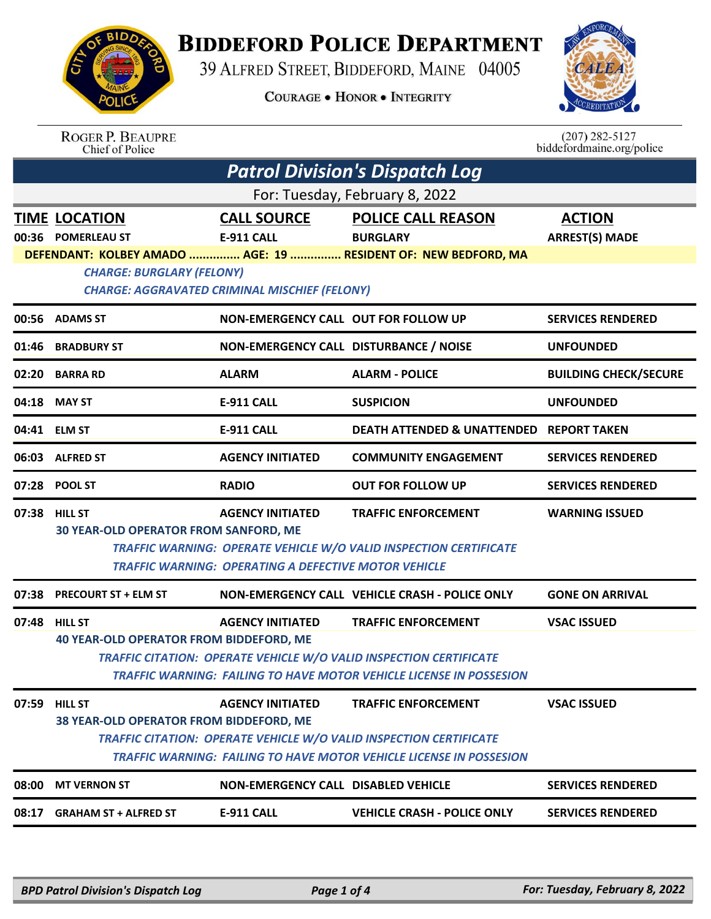# Biddeford Police Department

39 Alfred Street, Biddeford, Maine 04005

Courage • Honor • Integrity

Roger P. Beaupre
Chief of Police

(207) 282-5127
biddefordmaine.org/police

## Patrol Division's Dispatch Log

For: Tuesday, February 8, 2022

| TIME | LOCATION | CALL SOURCE | POLICE CALL REASON | ACTION |
|---|---|---|---|---|
| 00:36 | POMERLEAU ST | E-911 CALL | BURGLARY | ARREST(S) MADE |

**DEFENDANT: KOLBEY AMADO ............... AGE: 19 ............... RESIDENT OF: NEW BEDFORD, MA**

*CHARGE: BURGLARY (FELONY)*
*CHARGE: AGGRAVATED CRIMINAL MISCHIEF (FELONY)*

| TIME | LOCATION | CALL SOURCE | POLICE CALL REASON | ACTION |
|---|---|---|---|---|
| 00:56 | ADAMS ST | NON-EMERGENCY CALL | OUT FOR FOLLOW UP | SERVICES RENDERED |
| 01:46 | BRADBURY ST | NON-EMERGENCY CALL | DISTURBANCE / NOISE | UNFOUNDED |
| 02:20 | BARRA RD | ALARM | ALARM - POLICE | BUILDING CHECK/SECURE |
| 04:18 | MAY ST | E-911 CALL | SUSPICION | UNFOUNDED |
| 04:41 | ELM ST | E-911 CALL | DEATH ATTENDED & UNATTENDED | REPORT TAKEN |
| 06:03 | ALFRED ST | AGENCY INITIATED | COMMUNITY ENGAGEMENT | SERVICES RENDERED |
| 07:28 | POOL ST | RADIO | OUT FOR FOLLOW UP | SERVICES RENDERED |
| 07:38 | HILL ST | AGENCY INITIATED | TRAFFIC ENFORCEMENT | WARNING ISSUED |

**30 YEAR-OLD OPERATOR FROM SANFORD, ME**

*TRAFFIC WARNING: OPERATE VEHICLE W/O VALID INSPECTION CERTIFICATE*
*TRAFFIC WARNING: OPERATING A DEFECTIVE MOTOR VEHICLE*

| TIME | LOCATION | CALL SOURCE | POLICE CALL REASON | ACTION |
|---|---|---|---|---|
| 07:38 | PRECOURT ST + ELM ST | NON-EMERGENCY CALL | VEHICLE CRASH - POLICE ONLY | GONE ON ARRIVAL |
| 07:48 | HILL ST | AGENCY INITIATED | TRAFFIC ENFORCEMENT | VSAC ISSUED |

**40 YEAR-OLD OPERATOR FROM BIDDEFORD, ME**

*TRAFFIC CITATION: OPERATE VEHICLE W/O VALID INSPECTION CERTIFICATE*
*TRAFFIC WARNING: FAILING TO HAVE MOTOR VEHICLE LICENSE IN POSSESION*

| TIME | LOCATION | CALL SOURCE | POLICE CALL REASON | ACTION |
|---|---|---|---|---|
| 07:59 | HILL ST | AGENCY INITIATED | TRAFFIC ENFORCEMENT | VSAC ISSUED |

**38 YEAR-OLD OPERATOR FROM BIDDEFORD, ME**

*TRAFFIC CITATION: OPERATE VEHICLE W/O VALID INSPECTION CERTIFICATE*
*TRAFFIC WARNING: FAILING TO HAVE MOTOR VEHICLE LICENSE IN POSSESION*

| TIME | LOCATION | CALL SOURCE | POLICE CALL REASON | ACTION |
|---|---|---|---|---|
| 08:00 | MT VERNON ST | NON-EMERGENCY CALL | DISABLED VEHICLE | SERVICES RENDERED |
| 08:17 | GRAHAM ST + ALFRED ST | E-911 CALL | VEHICLE CRASH - POLICE ONLY | SERVICES RENDERED |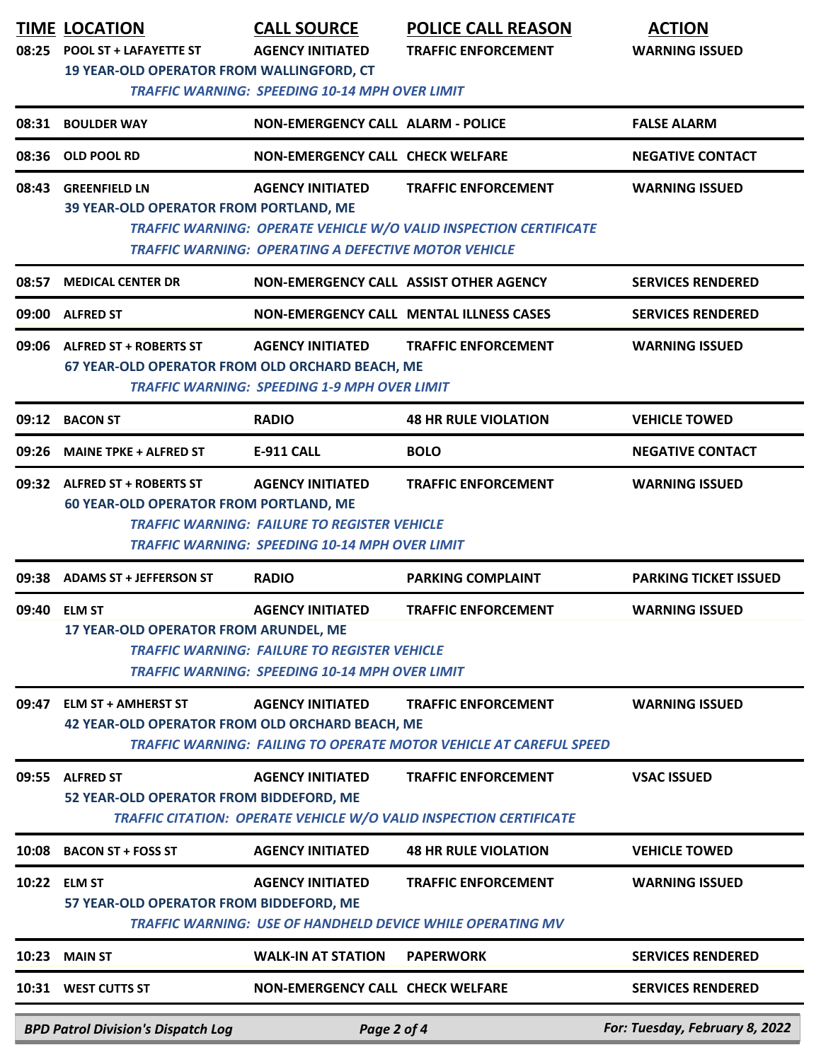| TIME | LOCATION | CALL SOURCE | POLICE CALL REASON | ACTION |
|---|---|---|---|---|
| 08:25 | POOL ST + LAFAYETTE ST | AGENCY INITIATED | TRAFFIC ENFORCEMENT | WARNING ISSUED |
| | 19 YEAR-OLD OPERATOR FROM WALLINGFORD, CT | | | |
| | *TRAFFIC WARNING: SPEEDING 10-14 MPH OVER LIMIT* | | | |
| 08:31 | BOULDER WAY | NON-EMERGENCY CALL | ALARM - POLICE | FALSE ALARM |
| 08:36 | OLD POOL RD | NON-EMERGENCY CALL | CHECK WELFARE | NEGATIVE CONTACT |
| 08:43 | GREENFIELD LN | AGENCY INITIATED | TRAFFIC ENFORCEMENT | WARNING ISSUED |
| | 39 YEAR-OLD OPERATOR FROM PORTLAND, ME | | | |
| | *TRAFFIC WARNING: OPERATE VEHICLE W/O VALID INSPECTION CERTIFICATE* | | | |
| | *TRAFFIC WARNING: OPERATING A DEFECTIVE MOTOR VEHICLE* | | | |
| 08:57 | MEDICAL CENTER DR | NON-EMERGENCY CALL | ASSIST OTHER AGENCY | SERVICES RENDERED |
| 09:00 | ALFRED ST | NON-EMERGENCY CALL | MENTAL ILLNESS CASES | SERVICES RENDERED |
| 09:06 | ALFRED ST + ROBERTS ST | AGENCY INITIATED | TRAFFIC ENFORCEMENT | WARNING ISSUED |
| | 67 YEAR-OLD OPERATOR FROM OLD ORCHARD BEACH, ME | | | |
| | *TRAFFIC WARNING: SPEEDING 1-9 MPH OVER LIMIT* | | | |
| 09:12 | BACON ST | RADIO | 48 HR RULE VIOLATION | VEHICLE TOWED |
| 09:26 | MAINE TPKE + ALFRED ST | E-911 CALL | BOLO | NEGATIVE CONTACT |
| 09:32 | ALFRED ST + ROBERTS ST | AGENCY INITIATED | TRAFFIC ENFORCEMENT | WARNING ISSUED |
| | 60 YEAR-OLD OPERATOR FROM PORTLAND, ME | | | |
| | *TRAFFIC WARNING: FAILURE TO REGISTER VEHICLE* | | | |
| | *TRAFFIC WARNING: SPEEDING 10-14 MPH OVER LIMIT* | | | |
| 09:38 | ADAMS ST + JEFFERSON ST | RADIO | PARKING COMPLAINT | PARKING TICKET ISSUED |
| 09:40 | ELM ST | AGENCY INITIATED | TRAFFIC ENFORCEMENT | WARNING ISSUED |
| | 17 YEAR-OLD OPERATOR FROM ARUNDEL, ME | | | |
| | *TRAFFIC WARNING: FAILURE TO REGISTER VEHICLE* | | | |
| | *TRAFFIC WARNING: SPEEDING 10-14 MPH OVER LIMIT* | | | |
| 09:47 | ELM ST + AMHERST ST | AGENCY INITIATED | TRAFFIC ENFORCEMENT | WARNING ISSUED |
| | 42 YEAR-OLD OPERATOR FROM OLD ORCHARD BEACH, ME | | | |
| | *TRAFFIC WARNING: FAILING TO OPERATE MOTOR VEHICLE AT CAREFUL SPEED* | | | |
| 09:55 | ALFRED ST | AGENCY INITIATED | TRAFFIC ENFORCEMENT | VSAC ISSUED |
| | 52 YEAR-OLD OPERATOR FROM BIDDEFORD, ME | | | |
| | *TRAFFIC CITATION: OPERATE VEHICLE W/O VALID INSPECTION CERTIFICATE* | | | |
| 10:08 | BACON ST + FOSS ST | AGENCY INITIATED | 48 HR RULE VIOLATION | VEHICLE TOWED |
| 10:22 | ELM ST | AGENCY INITIATED | TRAFFIC ENFORCEMENT | WARNING ISSUED |
| | 57 YEAR-OLD OPERATOR FROM BIDDEFORD, ME | | | |
| | *TRAFFIC WARNING: USE OF HANDHELD DEVICE WHILE OPERATING MV* | | | |
| 10:23 | MAIN ST | WALK-IN AT STATION | PAPERWORK | SERVICES RENDERED |
| 10:31 | WEST CUTTS ST | NON-EMERGENCY CALL | CHECK WELFARE | SERVICES RENDERED |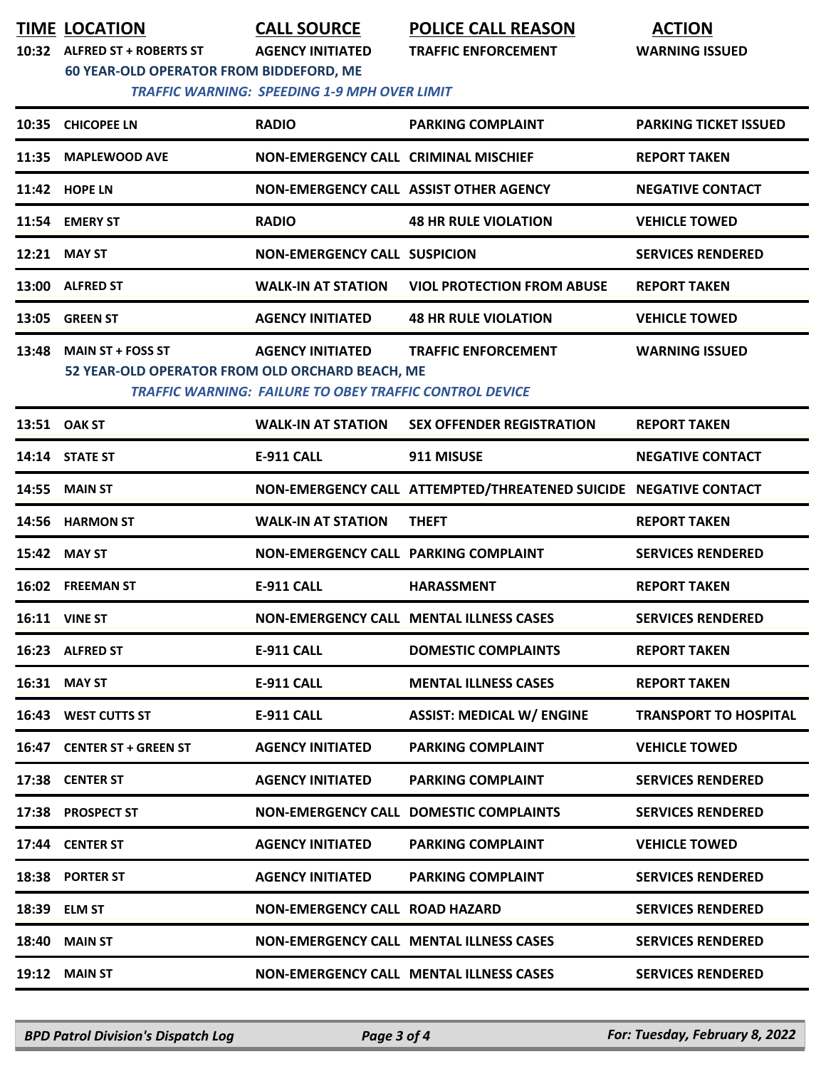| TIME | LOCATION | CALL SOURCE | POLICE CALL REASON | ACTION |
|---|---|---|---|---|
| 10:32 | ALFRED ST + ROBERTS ST | AGENCY INITIATED | TRAFFIC ENFORCEMENT | WARNING ISSUED |
| | 60 YEAR-OLD OPERATOR FROM BIDDEFORD, ME *TRAFFIC WARNING: SPEEDING 1-9 MPH OVER LIMIT* | | | |
| 10:35 | CHICOPEE LN | RADIO | PARKING COMPLAINT | PARKING TICKET ISSUED |
| 11:35 | MAPLEWOOD AVE | NON-EMERGENCY CALL | CRIMINAL MISCHIEF | REPORT TAKEN |
| 11:42 | HOPE LN | NON-EMERGENCY CALL | ASSIST OTHER AGENCY | NEGATIVE CONTACT |
| 11:54 | EMERY ST | RADIO | 48 HR RULE VIOLATION | VEHICLE TOWED |
| 12:21 | MAY ST | NON-EMERGENCY CALL | SUSPICION | SERVICES RENDERED |
| 13:00 | ALFRED ST | WALK-IN AT STATION | VIOL PROTECTION FROM ABUSE | REPORT TAKEN |
| 13:05 | GREEN ST | AGENCY INITIATED | 48 HR RULE VIOLATION | VEHICLE TOWED |
| 13:48 | MAIN ST + FOSS ST | AGENCY INITIATED | TRAFFIC ENFORCEMENT | WARNING ISSUED |
| | 52 YEAR-OLD OPERATOR FROM OLD ORCHARD BEACH, ME *TRAFFIC WARNING: FAILURE TO OBEY TRAFFIC CONTROL DEVICE* | | | |
| 13:51 | OAK ST | WALK-IN AT STATION | SEX OFFENDER REGISTRATION | REPORT TAKEN |
| 14:14 | STATE ST | E-911 CALL | 911 MISUSE | NEGATIVE CONTACT |
| 14:55 | MAIN ST | NON-EMERGENCY CALL | ATTEMPTED/THREATENED SUICIDE | NEGATIVE CONTACT |
| 14:56 | HARMON ST | WALK-IN AT STATION | THEFT | REPORT TAKEN |
| 15:42 | MAY ST | NON-EMERGENCY CALL | PARKING COMPLAINT | SERVICES RENDERED |
| 16:02 | FREEMAN ST | E-911 CALL | HARASSMENT | REPORT TAKEN |
| 16:11 | VINE ST | NON-EMERGENCY CALL | MENTAL ILLNESS CASES | SERVICES RENDERED |
| 16:23 | ALFRED ST | E-911 CALL | DOMESTIC COMPLAINTS | REPORT TAKEN |
| 16:31 | MAY ST | E-911 CALL | MENTAL ILLNESS CASES | REPORT TAKEN |
| 16:43 | WEST CUTTS ST | E-911 CALL | ASSIST: MEDICAL W/ ENGINE | TRANSPORT TO HOSPITAL |
| 16:47 | CENTER ST + GREEN ST | AGENCY INITIATED | PARKING COMPLAINT | VEHICLE TOWED |
| 17:38 | CENTER ST | AGENCY INITIATED | PARKING COMPLAINT | SERVICES RENDERED |
| 17:38 | PROSPECT ST | NON-EMERGENCY CALL | DOMESTIC COMPLAINTS | SERVICES RENDERED |
| 17:44 | CENTER ST | AGENCY INITIATED | PARKING COMPLAINT | VEHICLE TOWED |
| 18:38 | PORTER ST | AGENCY INITIATED | PARKING COMPLAINT | SERVICES RENDERED |
| 18:39 | ELM ST | NON-EMERGENCY CALL | ROAD HAZARD | SERVICES RENDERED |
| 18:40 | MAIN ST | NON-EMERGENCY CALL | MENTAL ILLNESS CASES | SERVICES RENDERED |
| 19:12 | MAIN ST | NON-EMERGENCY CALL | MENTAL ILLNESS CASES | SERVICES RENDERED |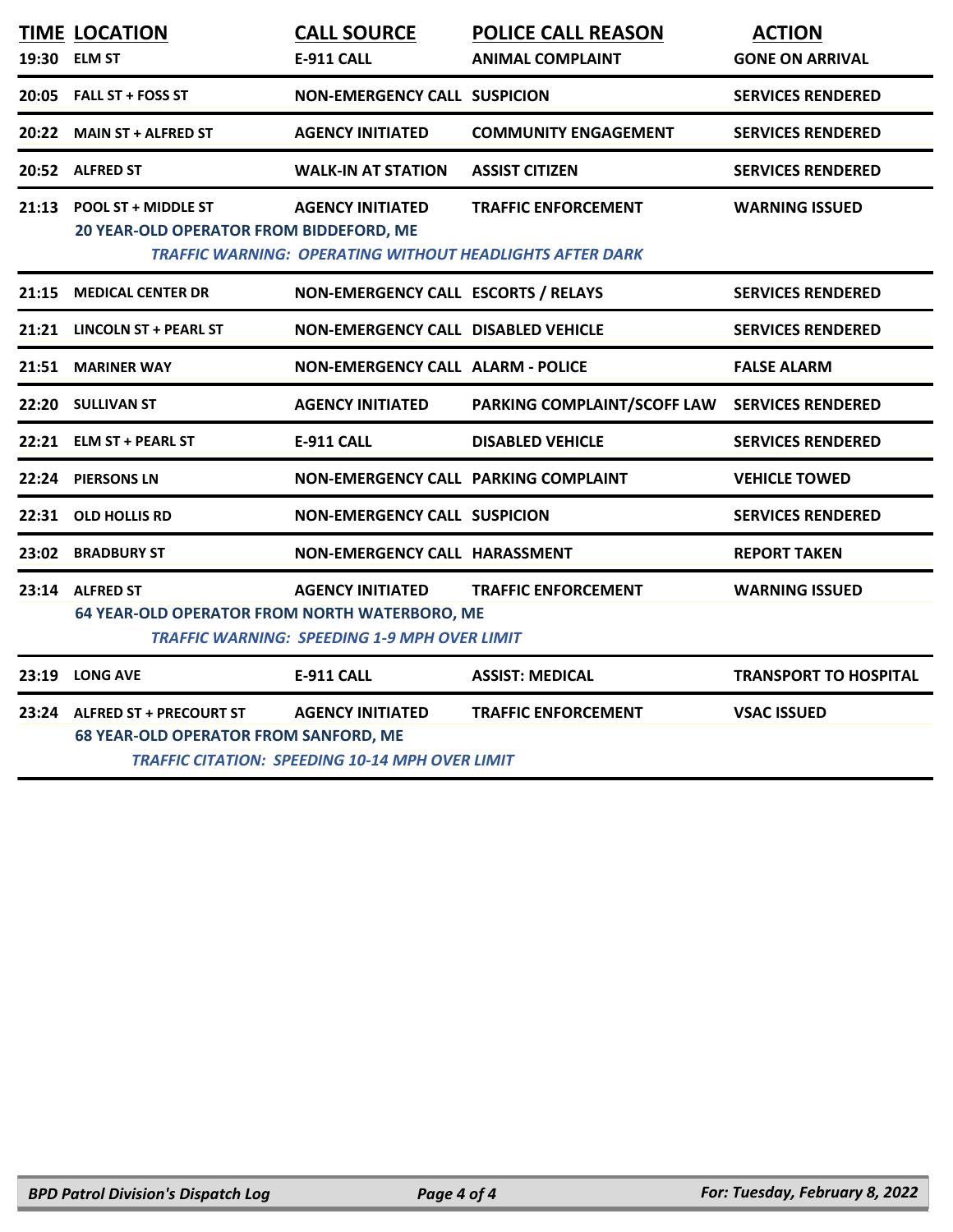| TIME | LOCATION | CALL SOURCE | POLICE CALL REASON | ACTION |
|---|---|---|---|---|
| 19:30 | ELM ST | E-911 CALL | ANIMAL COMPLAINT | GONE ON ARRIVAL |
| 20:05 | FALL ST + FOSS ST | NON-EMERGENCY CALL | SUSPICION | SERVICES RENDERED |
| 20:22 | MAIN ST + ALFRED ST | AGENCY INITIATED | COMMUNITY ENGAGEMENT | SERVICES RENDERED |
| 20:52 | ALFRED ST | WALK-IN AT STATION | ASSIST CITIZEN | SERVICES RENDERED |
| 21:13 | POOL ST + MIDDLE ST | AGENCY INITIATED | TRAFFIC ENFORCEMENT | WARNING ISSUED |
| | 20 YEAR-OLD OPERATOR FROM BIDDEFORD, ME | | | |
| | *TRAFFIC WARNING: OPERATING WITHOUT HEADLIGHTS AFTER DARK* | | | |
| 21:15 | MEDICAL CENTER DR | NON-EMERGENCY CALL | ESCORTS / RELAYS | SERVICES RENDERED |
| 21:21 | LINCOLN ST + PEARL ST | NON-EMERGENCY CALL | DISABLED VEHICLE | SERVICES RENDERED |
| 21:51 | MARINER WAY | NON-EMERGENCY CALL | ALARM - POLICE | FALSE ALARM |
| 22:20 | SULLIVAN ST | AGENCY INITIATED | PARKING COMPLAINT/SCOFF LAW | SERVICES RENDERED |
| 22:21 | ELM ST + PEARL ST | E-911 CALL | DISABLED VEHICLE | SERVICES RENDERED |
| 22:24 | PIERSONS LN | NON-EMERGENCY CALL | PARKING COMPLAINT | VEHICLE TOWED |
| 22:31 | OLD HOLLIS RD | NON-EMERGENCY CALL | SUSPICION | SERVICES RENDERED |
| 23:02 | BRADBURY ST | NON-EMERGENCY CALL | HARASSMENT | REPORT TAKEN |
| 23:14 | ALFRED ST | AGENCY INITIATED | TRAFFIC ENFORCEMENT | WARNING ISSUED |
| | 64 YEAR-OLD OPERATOR FROM NORTH WATERBORO, ME | | | |
| | *TRAFFIC WARNING: SPEEDING 1-9 MPH OVER LIMIT* | | | |
| 23:19 | LONG AVE | E-911 CALL | ASSIST: MEDICAL | TRANSPORT TO HOSPITAL |
| 23:24 | ALFRED ST + PRECOURT ST | AGENCY INITIATED | TRAFFIC ENFORCEMENT | VSAC ISSUED |
| | 68 YEAR-OLD OPERATOR FROM SANFORD, ME | | | |
| | *TRAFFIC CITATION: SPEEDING 10-14 MPH OVER LIMIT* | | | |